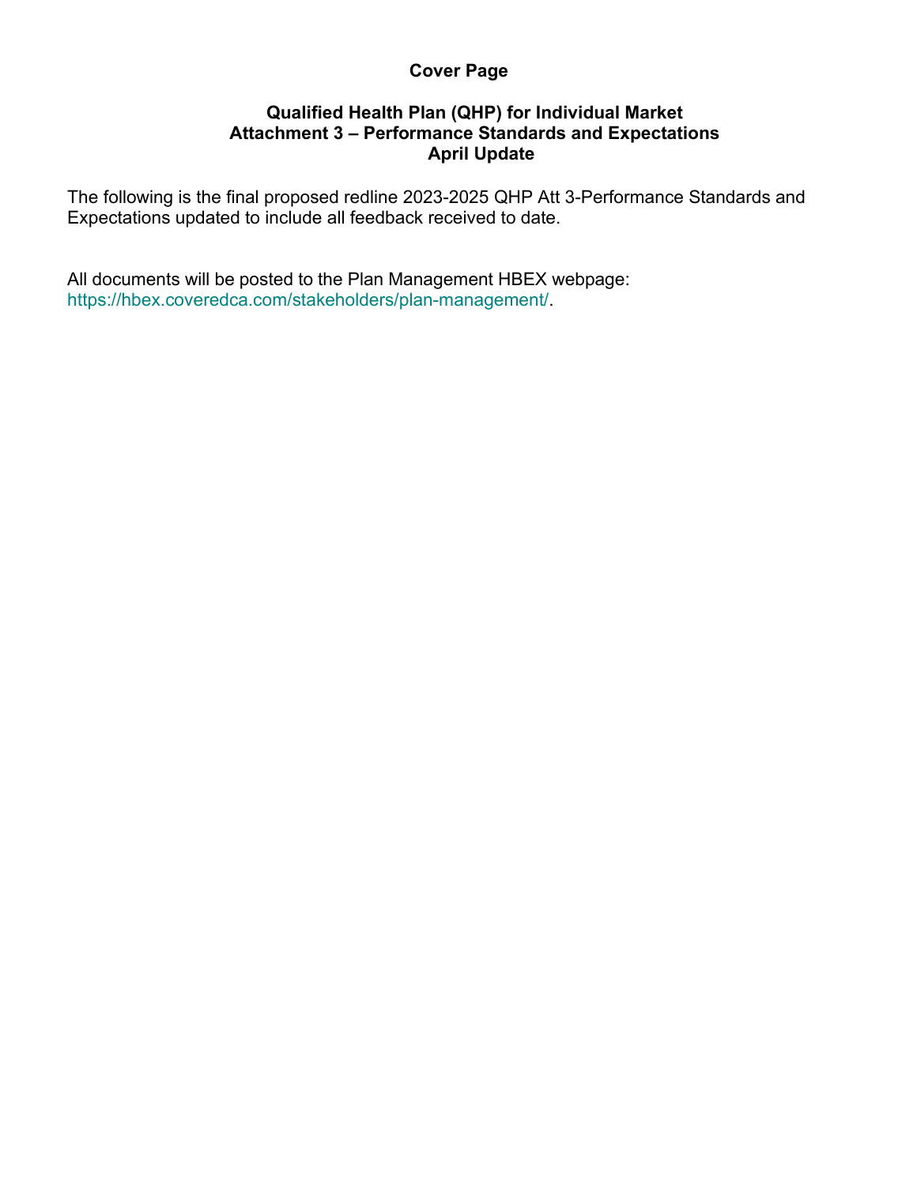# Cover Page

## Qualified Health Plan (QHP) for Individual Market
## Attachment 3 – Performance Standards and Expectations
## April Update

The following is the final proposed redline 2023-2025 QHP Att 3-Performance Standards and Expectations updated to include all feedback received to date.

All documents will be posted to the Plan Management HBEX webpage: https://hbex.coveredca.com/stakeholders/plan-management/.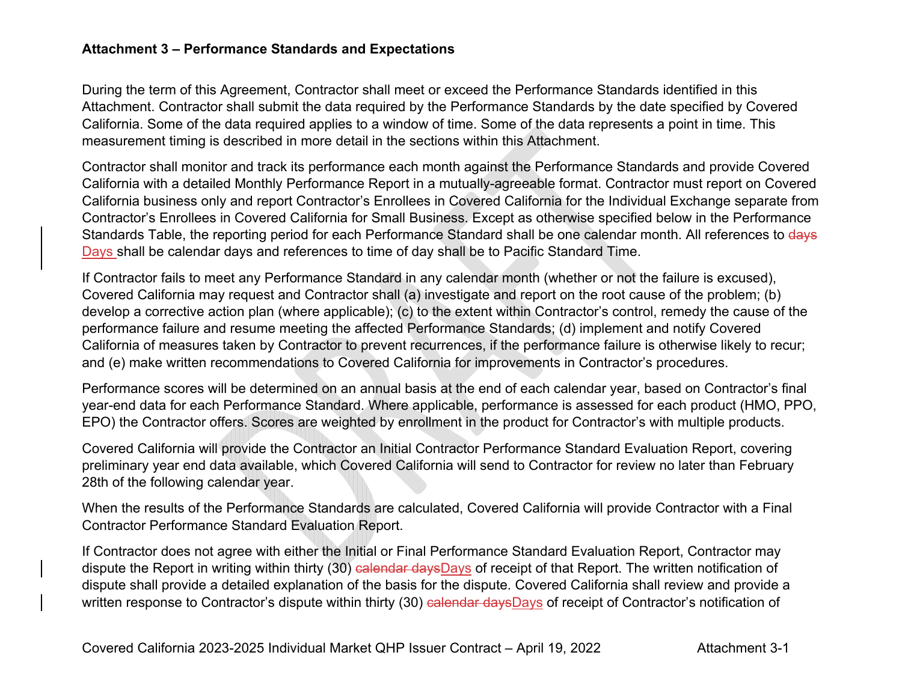**Attachment 3 – Performance Standards and Expectations**

During the term of this Agreement, Contractor shall meet or exceed the Performance Standards identified in this Attachment. Contractor shall submit the data required by the Performance Standards by the date specified by Covered California. Some of the data required applies to a window of time. Some of the data represents a point in time. This measurement timing is described in more detail in the sections within this Attachment.

Contractor shall monitor and track its performance each month against the Performance Standards and provide Covered California with a detailed Monthly Performance Report in a mutually-agreeable format. Contractor must report on Covered California business only and report Contractor's Enrollees in Covered California for the Individual Exchange separate from Contractor's Enrollees in Covered California for Small Business. Except as otherwise specified below in the Performance Standards Table, the reporting period for each Performance Standard shall be one calendar month. All references to ~~days~~ Days shall be calendar days and references to time of day shall be to Pacific Standard Time.

If Contractor fails to meet any Performance Standard in any calendar month (whether or not the failure is excused), Covered California may request and Contractor shall (a) investigate and report on the root cause of the problem; (b) develop a corrective action plan (where applicable); (c) to the extent within Contractor's control, remedy the cause of the performance failure and resume meeting the affected Performance Standards; (d) implement and notify Covered California of measures taken by Contractor to prevent recurrences, if the performance failure is otherwise likely to recur; and (e) make written recommendations to Covered California for improvements in Contractor's procedures.

Performance scores will be determined on an annual basis at the end of each calendar year, based on Contractor's final year-end data for each Performance Standard. Where applicable, performance is assessed for each product (HMO, PPO, EPO) the Contractor offers. Scores are weighted by enrollment in the product for Contractor's with multiple products.

Covered California will provide the Contractor an Initial Contractor Performance Standard Evaluation Report, covering preliminary year end data available, which Covered California will send to Contractor for review no later than February 28th of the following calendar year.

When the results of the Performance Standards are calculated, Covered California will provide Contractor with a Final Contractor Performance Standard Evaluation Report.

If Contractor does not agree with either the Initial or Final Performance Standard Evaluation Report, Contractor may dispute the Report in writing within thirty (30) ~~calendar days~~Days of receipt of that Report. The written notification of dispute shall provide a detailed explanation of the basis for the dispute. Covered California shall review and provide a written response to Contractor's dispute within thirty (30) ~~calendar days~~Days of receipt of Contractor's notification of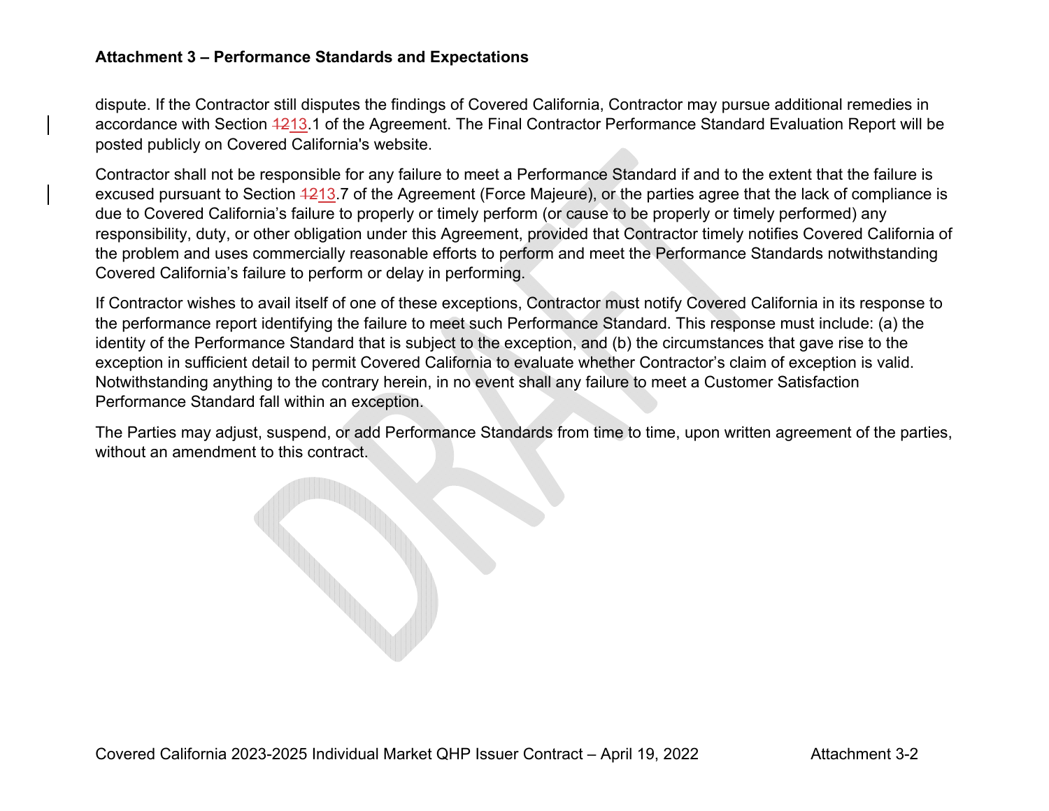dispute. If the Contractor still disputes the findings of Covered California, Contractor may pursue additional remedies in accordance with Section ~~12~~13.1 of the Agreement. The Final Contractor Performance Standard Evaluation Report will be posted publicly on Covered California's website.

Contractor shall not be responsible for any failure to meet a Performance Standard if and to the extent that the failure is excused pursuant to Section ~~12~~13.7 of the Agreement (Force Majeure), or the parties agree that the lack of compliance is due to Covered California's failure to properly or timely perform (or cause to be properly or timely performed) any responsibility, duty, or other obligation under this Agreement, provided that Contractor timely notifies Covered California of the problem and uses commercially reasonable efforts to perform and meet the Performance Standards notwithstanding Covered California's failure to perform or delay in performing.

If Contractor wishes to avail itself of one of these exceptions, Contractor must notify Covered California in its response to the performance report identifying the failure to meet such Performance Standard. This response must include: (a) the identity of the Performance Standard that is subject to the exception, and (b) the circumstances that gave rise to the exception in sufficient detail to permit Covered California to evaluate whether Contractor's claim of exception is valid. Notwithstanding anything to the contrary herein, in no event shall any failure to meet a Customer Satisfaction Performance Standard fall within an exception.

The Parties may adjust, suspend, or add Performance Standards from time to time, upon written agreement of the parties, without an amendment to this contract.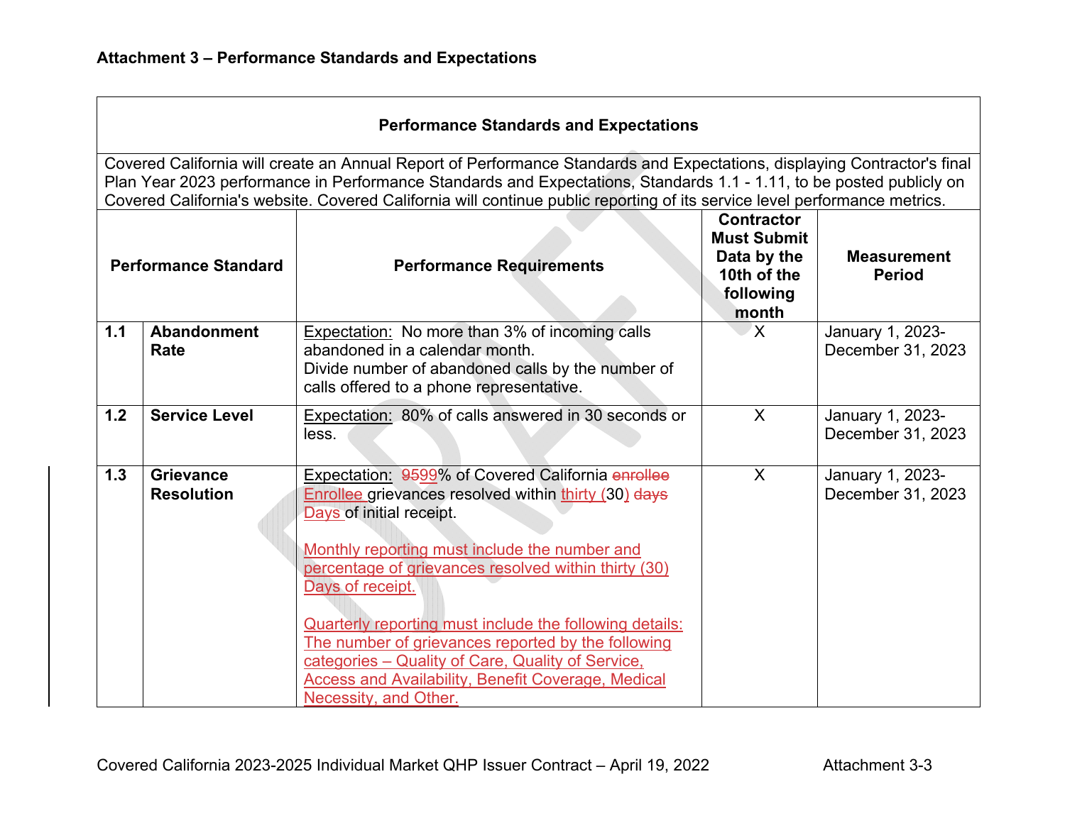**Attachment 3 – Performance Standards and Expectations**

| Performance Standards and Expectations | | | | |
|---|---|---|---|---|
| Covered California will create an Annual Report of Performance Standards and Expectations, displaying Contractor's final Plan Year 2023 performance in Performance Standards and Expectations, Standards 1.1 - 1.11, to be posted publicly on Covered California's website. Covered California will continue public reporting of its service level performance metrics. | | | | |
| **Performance Standard** | | **Performance Requirements** | **Contractor Must Submit Data by the 10th of the following month** | **Measurement Period** |
| **1.1** | **Abandonment Rate** | Expectation: No more than 3% of incoming calls abandoned in a calendar month.<br>Divide number of abandoned calls by the number of calls offered to a phone representative. | X | January 1, 2023-December 31, 2023 |
| **1.2** | **Service Level** | Expectation: 80% of calls answered in 30 seconds or less. | X | January 1, 2023-December 31, 2023 |
| **1.3** | **Grievance Resolution** | Expectation: ~~95~~99% of Covered California ~~enrollee~~ Enrollee grievances resolved within thirty (30) ~~days~~ Days of initial receipt.<br><br>Monthly reporting must include the number and percentage of grievances resolved within thirty (30) Days of receipt.<br><br>Quarterly reporting must include the following details: The number of grievances reported by the following categories – Quality of Care, Quality of Service, Access and Availability, Benefit Coverage, Medical Necessity, and Other. | X | January 1, 2023-December 31, 2023 |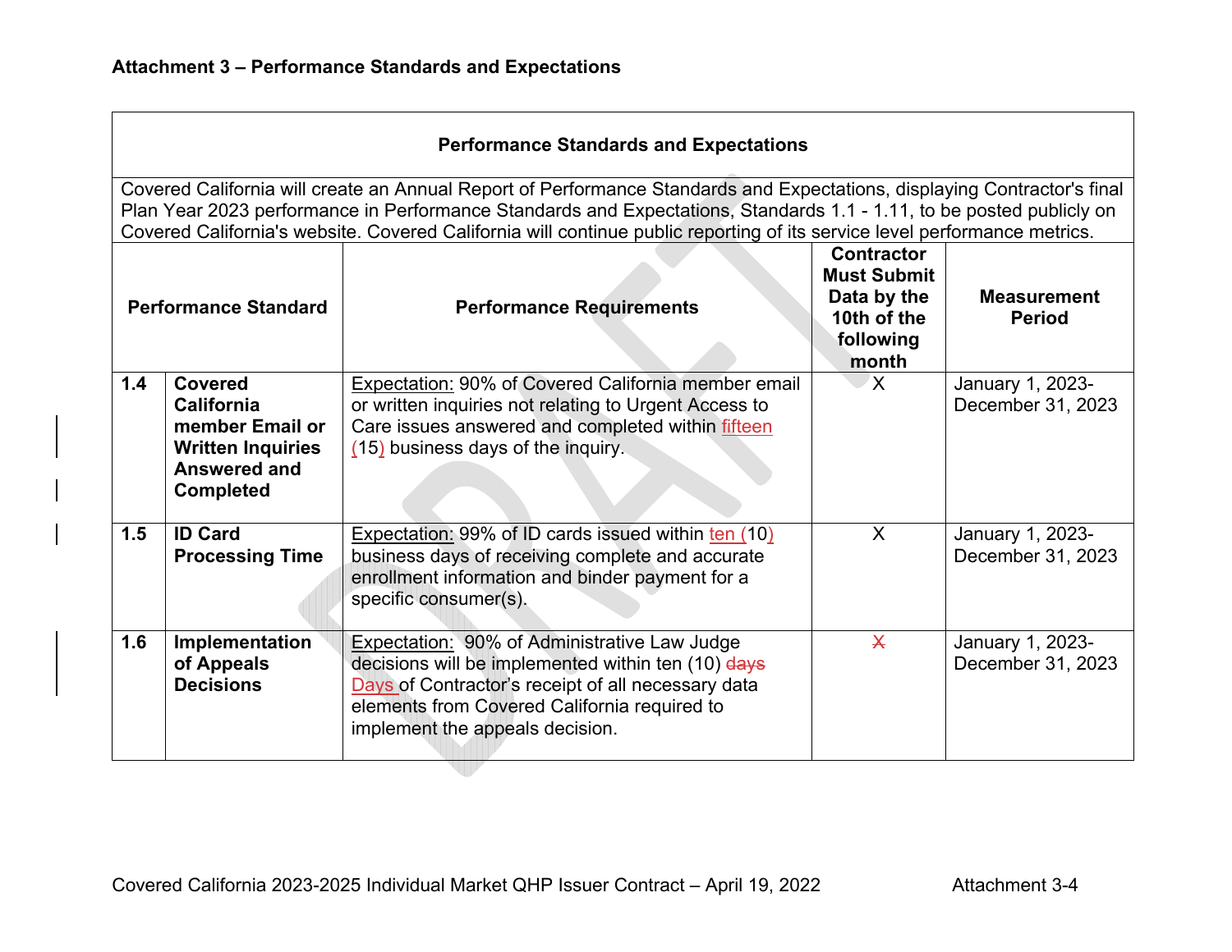**Attachment 3 – Performance Standards and Expectations**

| Performance Standards and Expectations | | | | |
|---|---|---|---|---|
| Covered California will create an Annual Report of Performance Standards and Expectations, displaying Contractor's final Plan Year 2023 performance in Performance Standards and Expectations, Standards 1.1 - 1.11, to be posted publicly on Covered California's website. Covered California will continue public reporting of its service level performance metrics. | | | | |
| **Performance Standard** | | **Performance Requirements** | **Contractor Must Submit Data by the 10th of the following month** | **Measurement Period** |
| **1.4** | **Covered California member Email or Written Inquiries Answered and Completed** | Expectation: 90% of Covered California member email or written inquiries not relating to Urgent Access to Care issues answered and completed within fifteen (15) business days of the inquiry. | X | January 1, 2023-December 31, 2023 |
| **1.5** | **ID Card Processing Time** | Expectation: 99% of ID cards issued within ten (10) business days of receiving complete and accurate enrollment information and binder payment for a specific consumer(s). | X | January 1, 2023-December 31, 2023 |
| **1.6** | **Implementation of Appeals Decisions** | Expectation: 90% of Administrative Law Judge decisions will be implemented within ten (10) ~~days~~ Days of Contractor's receipt of all necessary data elements from Covered California required to implement the appeals decision. | ~~X~~ | January 1, 2023-December 31, 2023 |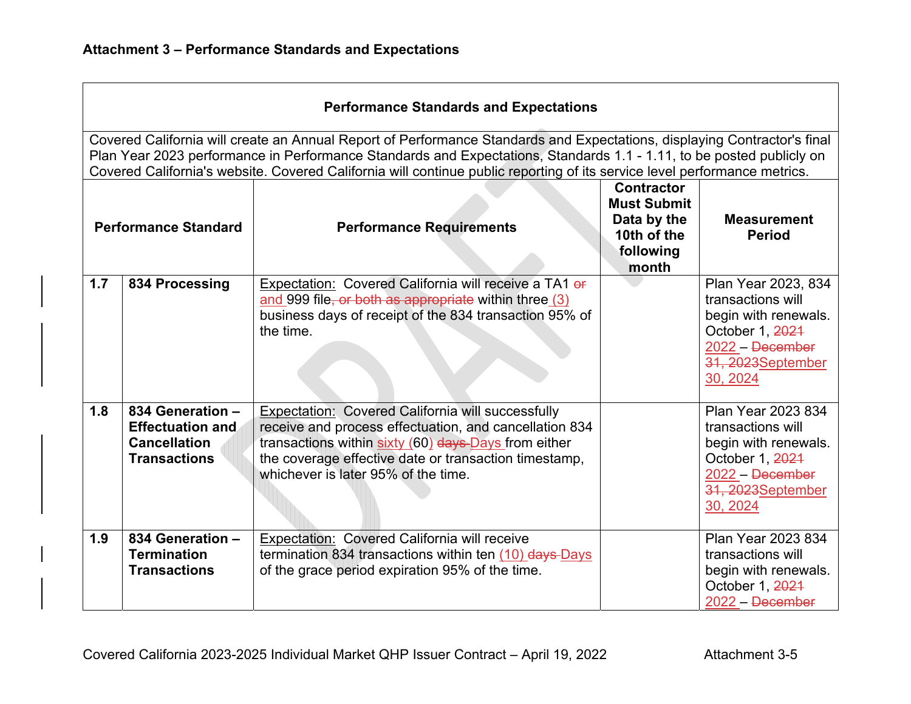**Attachment 3 – Performance Standards and Expectations**

| Performance Standards and Expectations | | | | |
|---|---|---|---|---|
| Covered California will create an Annual Report of Performance Standards and Expectations, displaying Contractor's final Plan Year 2023 performance in Performance Standards and Expectations, Standards 1.1 - 1.11, to be posted publicly on Covered California's website. Covered California will continue public reporting of its service level performance metrics. | | | | |
| **Performance Standard** | | **Performance Requirements** | **Contractor Must Submit Data by the 10th of the following month** | **Measurement Period** |
| **1.7** | **834 Processing** | Expectation: Covered California will receive a TA1 ~~or~~ and 999 file~~, or both as appropriate~~ within three (3) business days of receipt of the 834 transaction 95% of the time. | | Plan Year 2023, 834 transactions will begin with renewals. October 1, ~~2021~~ 2022 – ~~December 31, 2023~~September 30, 2024 |
| **1.8** | **834 Generation – Effectuation and Cancellation Transactions** | Expectation: Covered California will successfully receive and process effectuation, and cancellation 834 transactions within sixty (60) ~~days~~ Days from either the coverage effective date or transaction timestamp, whichever is later 95% of the time. | | Plan Year 2023 834 transactions will begin with renewals. October 1, ~~2021~~ 2022 – ~~December 31, 2023~~September 30, 2024 |
| **1.9** | **834 Generation – Termination Transactions** | Expectation: Covered California will receive termination 834 transactions within ten (10) ~~days~~ Days of the grace period expiration 95% of the time. | | Plan Year 2023 834 transactions will begin with renewals. October 1, ~~2021~~ 2022 – ~~December~~ |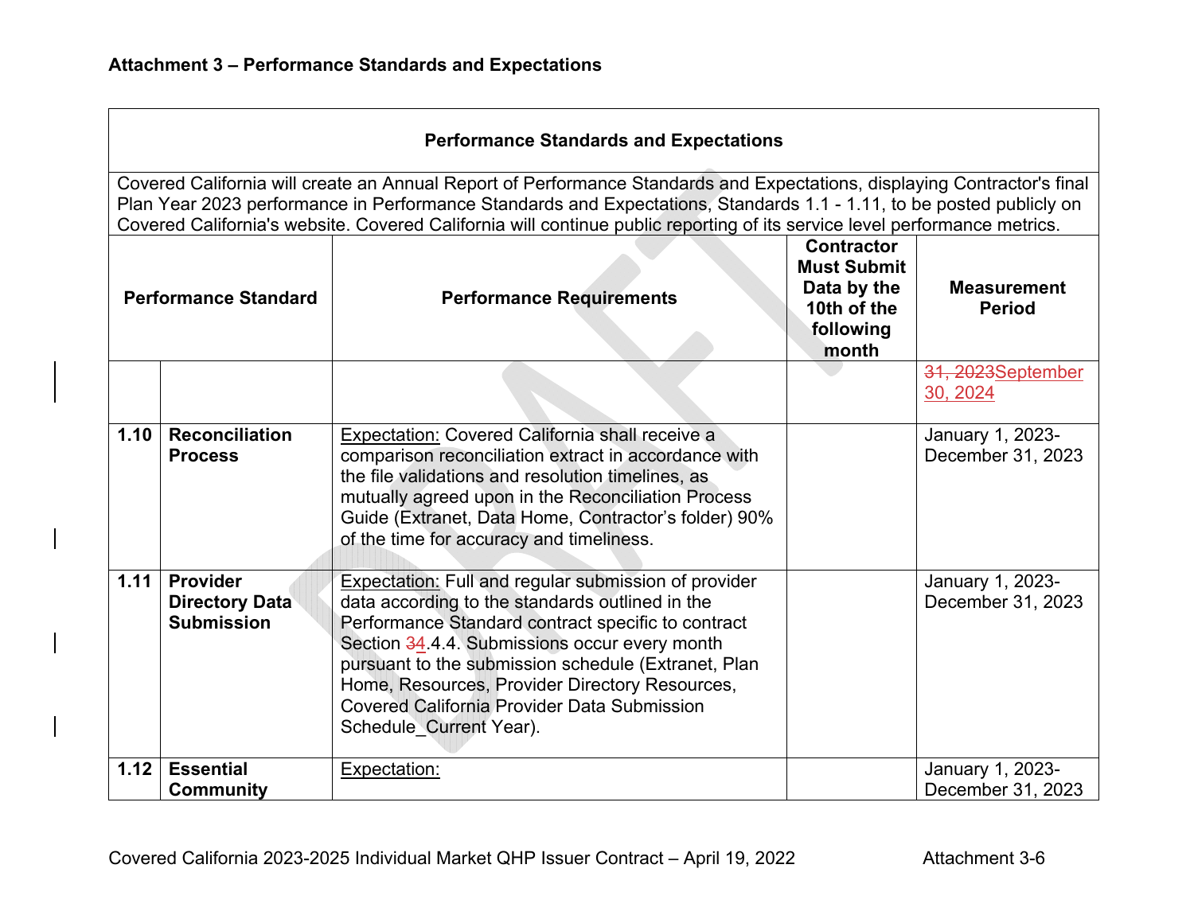**Attachment 3 – Performance Standards and Expectations**

| Performance Standards and Expectations | | | | |
|---|---|---|---|---|
| Covered California will create an Annual Report of Performance Standards and Expectations, displaying Contractor's final Plan Year 2023 performance in Performance Standards and Expectations, Standards 1.1 - 1.11, to be posted publicly on Covered California's website. Covered California will continue public reporting of its service level performance metrics. | | | | |
| **Performance Standard** | | **Performance Requirements** | **Contractor Must Submit Data by the 10th of the following month** | **Measurement Period** |
| | | | | ~~31, 2023~~September 30, 2024 |
| **1.10** | **Reconciliation Process** | Expectation: Covered California shall receive a comparison reconciliation extract in accordance with the file validations and resolution timelines, as mutually agreed upon in the Reconciliation Process Guide (Extranet, Data Home, Contractor's folder) 90% of the time for accuracy and timeliness. | | January 1, 2023-December 31, 2023 |
| **1.11** | **Provider Directory Data Submission** | Expectation: Full and regular submission of provider data according to the standards outlined in the Performance Standard contract specific to contract Section ~~3~~4.4.4. Submissions occur every month pursuant to the submission schedule (Extranet, Plan Home, Resources, Provider Directory Resources, Covered California Provider Data Submission Schedule_Current Year). | | January 1, 2023-December 31, 2023 |
| **1.12** | **Essential Community** | Expectation: | | January 1, 2023-December 31, 2023 |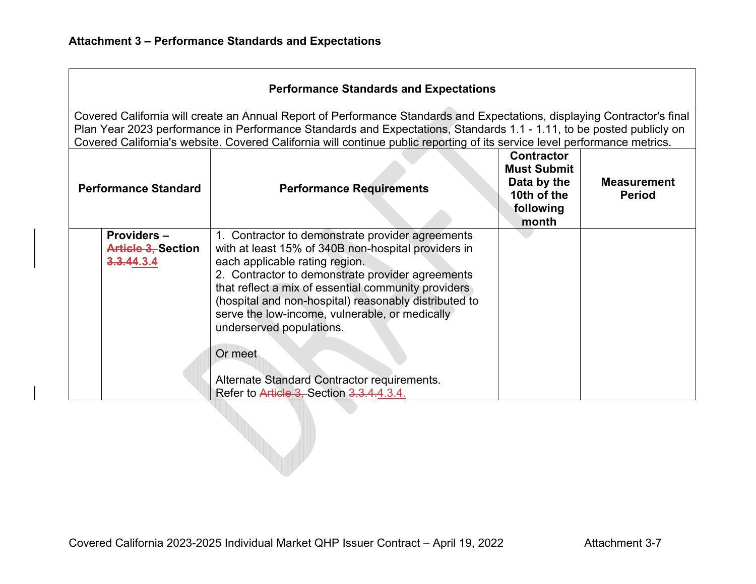**Attachment 3 – Performance Standards and Expectations**

| Performance Standards and Expectations | | | | | |
|---|---|---|---|---|---|
| Covered California will create an Annual Report of Performance Standards and Expectations, displaying Contractor's final Plan Year 2023 performance in Performance Standards and Expectations, Standards 1.1 - 1.11, to be posted publicly on Covered California's website. Covered California will continue public reporting of its service level performance metrics. | | | | | |
| **Performance Standard** | | **Performance Requirements** | **Contractor Must Submit Data by the 10th of the following month** | **Measurement Period** |
| | **Providers – ~~Article 3,~~ Section ~~3.3.4~~4.3.4** | 1. Contractor to demonstrate provider agreements with at least 15% of 340B non-hospital providers in each applicable rating region.<br>2. Contractor to demonstrate provider agreements that reflect a mix of essential community providers (hospital and non-hospital) reasonably distributed to serve the low-income, vulnerable, or medically underserved populations.<br><br>Or meet<br><br>Alternate Standard Contractor requirements.<br>Refer to ~~Article 3,~~ Section ~~3.3.4.~~4.3.4. | | |